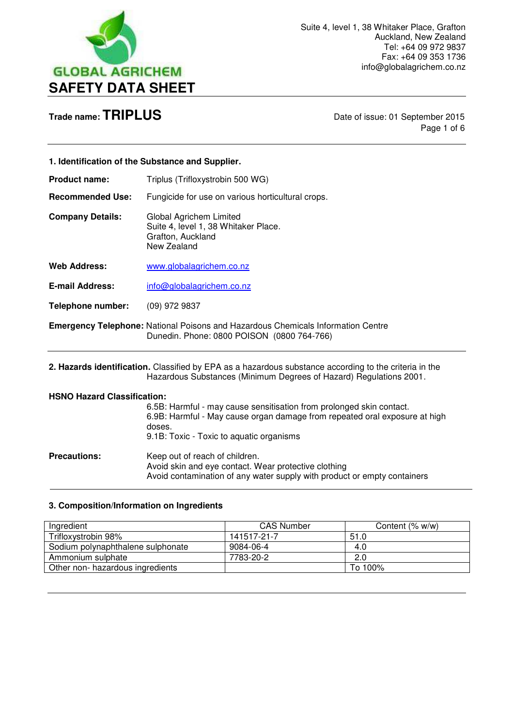GLOBAL AGRICHEM

# SAFETY DATA SHEET

Suite 4, level 1, 38 Whitaker Place, Grafton
Auckland, New Zealand
Tel: +64 09 972 9837
Fax: +64 09 353 1736
info@globalagrichem.co.nz

**Trade name: TRIPLUS**

Date of issue: 01 September 2015

## 1. Identification of the Substance and Supplier.

**Product name:** Triplus (Trifloxystrobin 500 WG)

**Recommended Use:** Fungicide for use on various horticultural crops.

**Company Details:** Global Agrichem Limited
Suite 4, level 1, 38 Whitaker Place.
Grafton, Auckland
New Zealand

**Web Address:** www.globalagrichem.co.nz

**E-mail Address:** info@globalagrichem.co.nz

**Telephone number:** (09) 972 9837

**Emergency Telephone:** National Poisons and Hazardous Chemicals Information Centre Dunedin. Phone: 0800 POISON (0800 764-766)

## 2. Hazards identification.

Classified by EPA as a hazardous substance according to the criteria in the Hazardous Substances (Minimum Degrees of Hazard) Regulations 2001.

**HSNO Hazard Classification:**

6.5B: Harmful - may cause sensitisation from prolonged skin contact.
6.9B: Harmful - May cause organ damage from repeated oral exposure at high doses.
9.1B: Toxic - Toxic to aquatic organisms

**Precautions:** Keep out of reach of children.
Avoid skin and eye contact. Wear protective clothing
Avoid contamination of any water supply with product or empty containers

## 3. Composition/Information on Ingredients

| Ingredient | CAS Number | Content (% w/w) |
|---|---|---|
| Trifloxystrobin 98% | 141517-21-7 | 51.0 |
| Sodium polynaphthalene sulphonate | 9084-06-4 | 4.0 |
| Ammonium sulphate | 7783-20-2 | 2.0 |
| Other non- hazardous ingredients | | To 100% |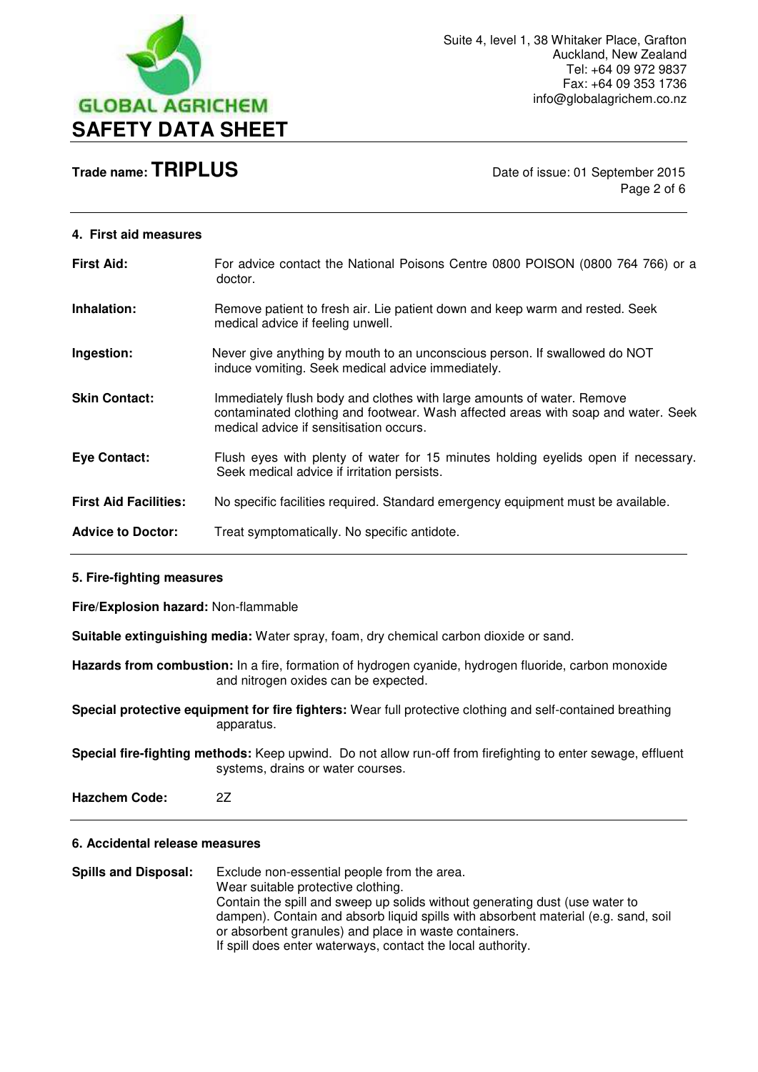## 4. First aid measures

**First Aid:** For advice contact the National Poisons Centre 0800 POISON (0800 764 766) or a doctor.

**Inhalation:** Remove patient to fresh air. Lie patient down and keep warm and rested. Seek medical advice if feeling unwell.

**Ingestion:** Never give anything by mouth to an unconscious person. If swallowed do NOT induce vomiting. Seek medical advice immediately.

**Skin Contact:** Immediately flush body and clothes with large amounts of water. Remove contaminated clothing and footwear. Wash affected areas with soap and water. Seek medical advice if sensitisation occurs.

**Eye Contact:** Flush eyes with plenty of water for 15 minutes holding eyelids open if necessary. Seek medical advice if irritation persists.

**First Aid Facilities:** No specific facilities required. Standard emergency equipment must be available.

**Advice to Doctor:** Treat symptomatically. No specific antidote.

## 5. Fire-fighting measures

**Fire/Explosion hazard:** Non-flammable

**Suitable extinguishing media:** Water spray, foam, dry chemical carbon dioxide or sand.

**Hazards from combustion:** In a fire, formation of hydrogen cyanide, hydrogen fluoride, carbon monoxide and nitrogen oxides can be expected.

**Special protective equipment for fire fighters:** Wear full protective clothing and self-contained breathing apparatus.

**Special fire-fighting methods:** Keep upwind. Do not allow run-off from firefighting to enter sewage, effluent systems, drains or water courses.

**Hazchem Code:** 2Z

## 6. Accidental release measures

**Spills and Disposal:** Exclude non-essential people from the area.
Wear suitable protective clothing.
Contain the spill and sweep up solids without generating dust (use water to dampen). Contain and absorb liquid spills with absorbent material (e.g. sand, soil or absorbent granules) and place in waste containers.
If spill does enter waterways, contact the local authority.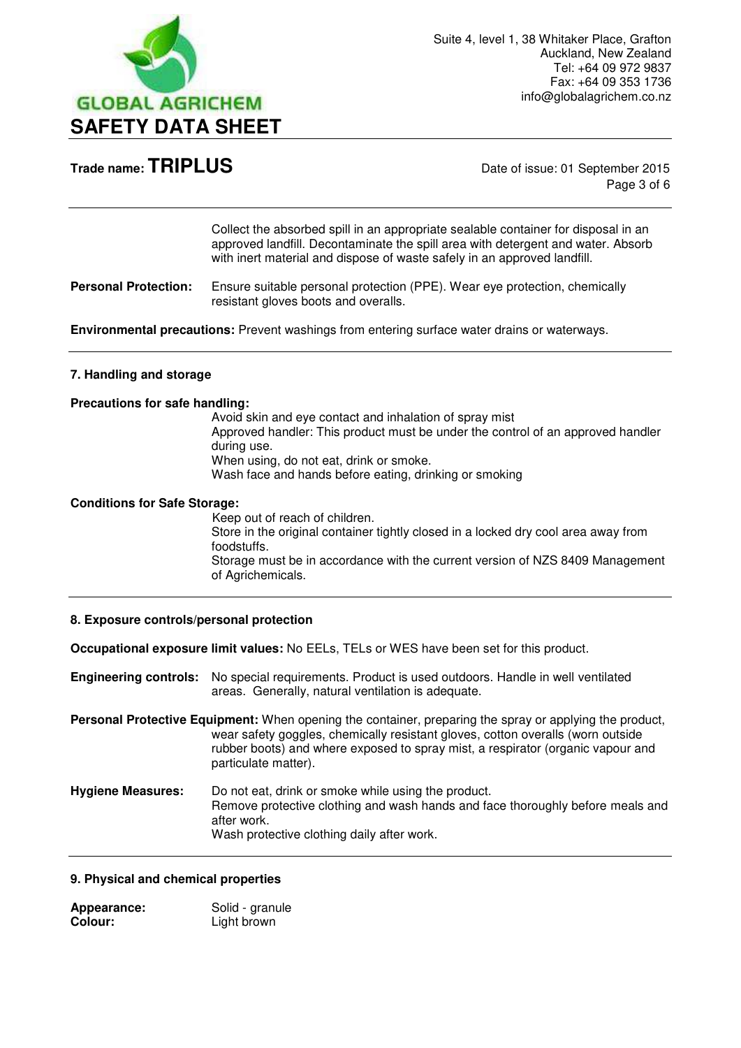Collect the absorbed spill in an appropriate sealable container for disposal in an approved landfill. Decontaminate the spill area with detergent and water. Absorb with inert material and dispose of waste safely in an approved landfill.

**Personal Protection:** Ensure suitable personal protection (PPE). Wear eye protection, chemically resistant gloves boots and overalls.

**Environmental precautions:** Prevent washings from entering surface water drains or waterways.

## 7. Handling and storage

**Precautions for safe handling:**

Avoid skin and eye contact and inhalation of spray mist
Approved handler: This product must be under the control of an approved handler during use.
When using, do not eat, drink or smoke.
Wash face and hands before eating, drinking or smoking

**Conditions for Safe Storage:**

Keep out of reach of children.
Store in the original container tightly closed in a locked dry cool area away from foodstuffs.
Storage must be in accordance with the current version of NZS 8409 Management of Agrichemicals.

## 8. Exposure controls/personal protection

**Occupational exposure limit values:** No EELs, TELs or WES have been set for this product.

**Engineering controls:** No special requirements. Product is used outdoors. Handle in well ventilated areas. Generally, natural ventilation is adequate.

**Personal Protective Equipment:** When opening the container, preparing the spray or applying the product, wear safety goggles, chemically resistant gloves, cotton overalls (worn outside rubber boots) and where exposed to spray mist, a respirator (organic vapour and particulate matter).

**Hygiene Measures:** Do not eat, drink or smoke while using the product.
Remove protective clothing and wash hands and face thoroughly before meals and after work.
Wash protective clothing daily after work.

## 9. Physical and chemical properties

**Appearance:** Solid - granule
**Colour:** Light brown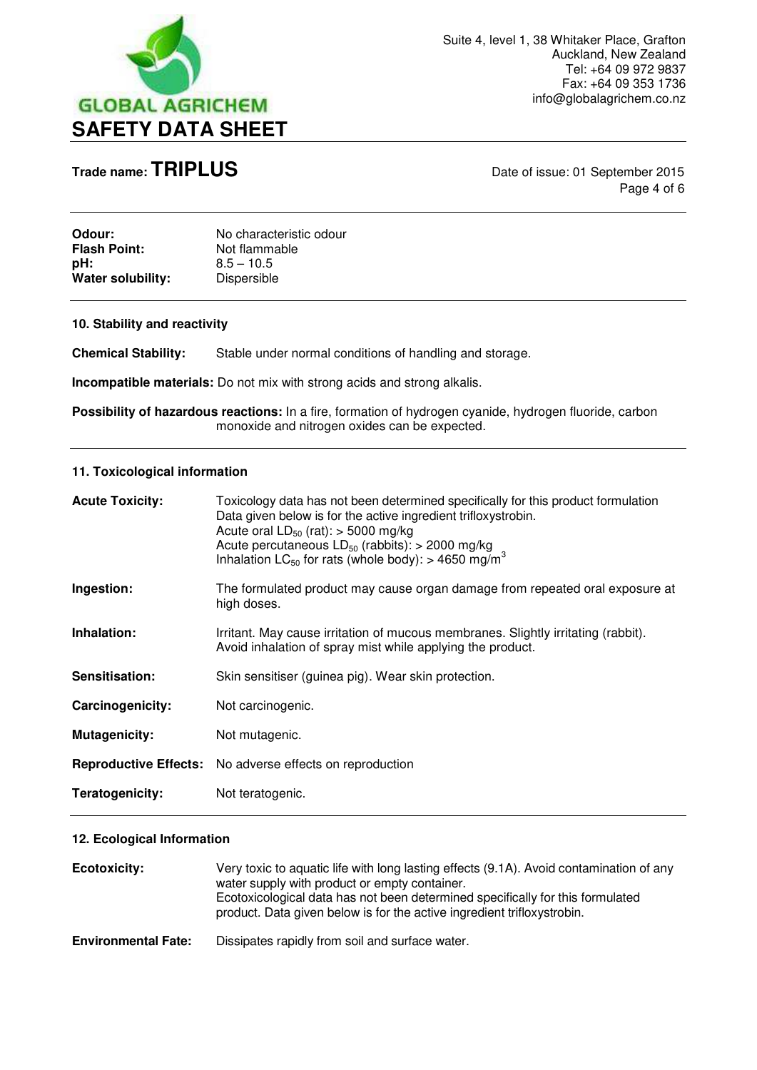**Odour:** No characteristic odour
**Flash Point:** Not flammable
**pH:** 8.5 – 10.5
**Water solubility:** Dispersible

## 10. Stability and reactivity

**Chemical Stability:** Stable under normal conditions of handling and storage.

**Incompatible materials:** Do not mix with strong acids and strong alkalis.

**Possibility of hazardous reactions:** In a fire, formation of hydrogen cyanide, hydrogen fluoride, carbon monoxide and nitrogen oxides can be expected.

## 11. Toxicological information

**Acute Toxicity:** Toxicology data has not been determined specifically for this product formulation Data given below is for the active ingredient trifloxystrobin.
Acute oral $LD_{50}$ (rat): > 5000 mg/kg
Acute percutaneous $LD_{50}$ (rabbits): > 2000 mg/kg
Inhalation $LC_{50}$ for rats (whole body): > 4650 $mg/m^3$

**Ingestion:** The formulated product may cause organ damage from repeated oral exposure at high doses.

**Inhalation:** Irritant. May cause irritation of mucous membranes. Slightly irritating (rabbit). Avoid inhalation of spray mist while applying the product.

**Sensitisation:** Skin sensitiser (guinea pig). Wear skin protection.

**Carcinogenicity:** Not carcinogenic.

**Mutagenicity:** Not mutagenic.

**Reproductive Effects:** No adverse effects on reproduction

**Teratogenicity:** Not teratogenic.

## 12. Ecological Information

**Ecotoxicity:** Very toxic to aquatic life with long lasting effects (9.1A). Avoid contamination of any water supply with product or empty container.
Ecotoxicological data has not been determined specifically for this formulated product. Data given below is for the active ingredient trifloxystrobin.

**Environmental Fate:** Dissipates rapidly from soil and surface water.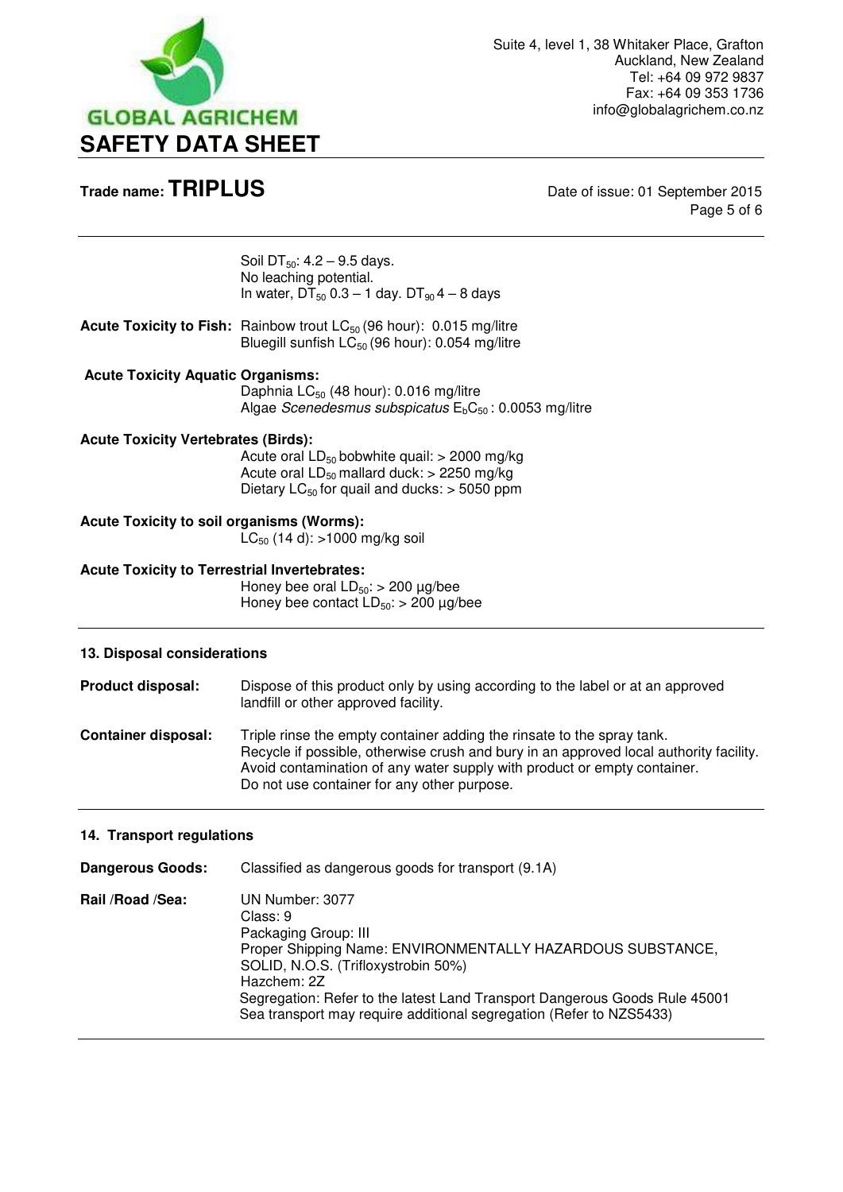Soil $DT_{50}$: 4.2 – 9.5 days.
No leaching potential.
In water, $DT_{50}$ 0.3 – 1 day. $DT_{90}$ 4 – 8 days

**Acute Toxicity to Fish:** Rainbow trout $LC_{50}$ (96 hour): 0.015 mg/litre
Bluegill sunfish $LC_{50}$ (96 hour): 0.054 mg/litre

**Acute Toxicity Aquatic Organisms:**
Daphnia $LC_{50}$ (48 hour): 0.016 mg/litre
Algae *Scenedesmus subspicatus* $E_bC_{50}$ : 0.0053 mg/litre

**Acute Toxicity Vertebrates (Birds):**
Acute oral $LD_{50}$ bobwhite quail: > 2000 mg/kg
Acute oral $LD_{50}$ mallard duck: > 2250 mg/kg
Dietary $LC_{50}$ for quail and ducks: > 5050 ppm

**Acute Toxicity to soil organisms (Worms):**
$LC_{50}$ (14 d): >1000 mg/kg soil

**Acute Toxicity to Terrestrial Invertebrates:**
Honey bee oral $LD_{50}$: > 200 µg/bee
Honey bee contact $LD_{50}$: > 200 µg/bee

## 13. Disposal considerations

**Product disposal:** Dispose of this product only by using according to the label or at an approved landfill or other approved facility.

**Container disposal:** Triple rinse the empty container adding the rinsate to the spray tank.
Recycle if possible, otherwise crush and bury in an approved local authority facility.
Avoid contamination of any water supply with product or empty container.
Do not use container for any other purpose.

## 14. Transport regulations

**Dangerous Goods:** Classified as dangerous goods for transport (9.1A)

**Rail /Road /Sea:** UN Number: 3077
Class: 9
Packaging Group: III
Proper Shipping Name: ENVIRONMENTALLY HAZARDOUS SUBSTANCE, SOLID, N.O.S. (Trifloxystrobin 50%)
Hazchem: 2Z
Segregation: Refer to the latest Land Transport Dangerous Goods Rule 45001
Sea transport may require additional segregation (Refer to NZS5433)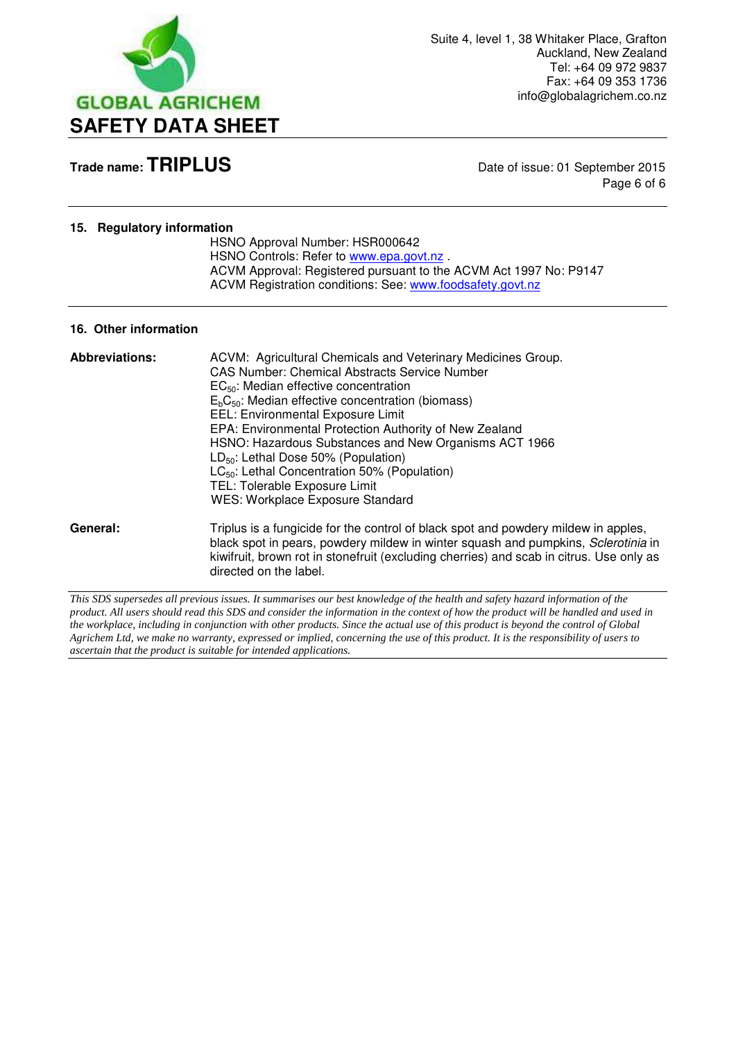## 15. Regulatory information

HSNO Approval Number: HSR000642
HSNO Controls: Refer to www.epa.govt.nz .
ACVM Approval: Registered pursuant to the ACVM Act 1997 No: P9147
ACVM Registration conditions: See: www.foodsafety.govt.nz

## 16. Other information

**Abbreviations:**

ACVM: Agricultural Chemicals and Veterinary Medicines Group.
CAS Number: Chemical Abstracts Service Number
$EC_{50}$: Median effective concentration
$E_bC_{50}$: Median effective concentration (biomass)
EEL: Environmental Exposure Limit
EPA: Environmental Protection Authority of New Zealand
HSNO: Hazardous Substances and New Organisms ACT 1966
$LD_{50}$: Lethal Dose 50% (Population)
$LC_{50}$: Lethal Concentration 50% (Population)
TEL: Tolerable Exposure Limit
WES: Workplace Exposure Standard

**General:**

Triplus is a fungicide for the control of black spot and powdery mildew in apples, black spot in pears, powdery mildew in winter squash and pumpkins, *Sclerotinia* in kiwifruit, brown rot in stonefruit (excluding cherries) and scab in citrus. Use only as directed on the label.

*This SDS supersedes all previous issues. It summarises our best knowledge of the health and safety hazard information of the product. All users should read this SDS and consider the information in the context of how the product will be handled and used in the workplace, including in conjunction with other products. Since the actual use of this product is beyond the control of Global Agrichem Ltd, we make no warranty, expressed or implied, concerning the use of this product. It is the responsibility of users to ascertain that the product is suitable for intended applications.*